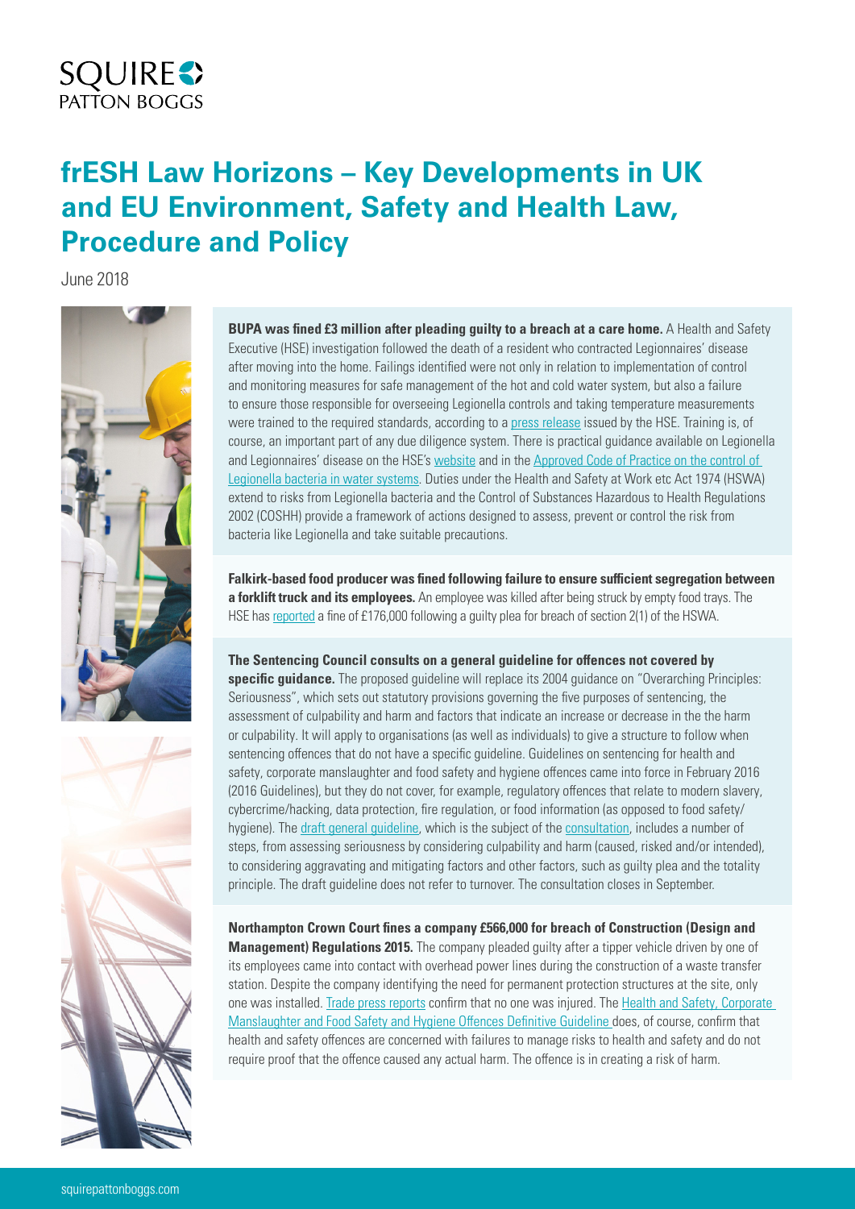# frESH Law Horizons – Key Developments in UK and EU Environment, Safety and Health Law, Procedure and Policy

June 2018

**BUPA was fined £3 million after pleading guilty to a breach at a care home.** A Health and Safety Executive (HSE) investigation followed the death of a resident who contracted Legionnaires' disease after moving into the home. Failings identified were not only in relation to implementation of control and monitoring measures for safe management of the hot and cold water system, but also a failure to ensure those responsible for overseeing Legionella controls and taking temperature measurements were trained to the required standards, according to a press release issued by the HSE. Training is, of course, an important part of any due diligence system. There is practical guidance available on Legionella and Legionnaires' disease on the HSE's website and in the Approved Code of Practice on the control of Legionella bacteria in water systems. Duties under the Health and Safety at Work etc Act 1974 (HSWA) extend to risks from Legionella bacteria and the Control of Substances Hazardous to Health Regulations 2002 (COSHH) provide a framework of actions designed to assess, prevent or control the risk from bacteria like Legionella and take suitable precautions.

**Falkirk-based food producer was fined following failure to ensure sufficient segregation between a forklift truck and its employees.** An employee was killed after being struck by empty food trays. The HSE has reported a fine of £176,000 following a guilty plea for breach of section 2(1) of the HSWA.

**The Sentencing Council consults on a general guideline for offences not covered by specific guidance.** The proposed guideline will replace its 2004 guidance on "Overarching Principles: Seriousness", which sets out statutory provisions governing the five purposes of sentencing, the assessment of culpability and harm and factors that indicate an increase or decrease in the the harm or culpability. It will apply to organisations (as well as individuals) to give a structure to follow when sentencing offences that do not have a specific guideline. Guidelines on sentencing for health and safety, corporate manslaughter and food safety and hygiene offences came into force in February 2016 (2016 Guidelines), but they do not cover, for example, regulatory offences that relate to modern slavery, cybercrime/hacking, data protection, fire regulation, or food information (as opposed to food safety/hygiene). The draft general guideline, which is the subject of the consultation, includes a number of steps, from assessing seriousness by considering culpability and harm (caused, risked and/or intended), to considering aggravating and mitigating factors and other factors, such as guilty plea and the totality principle. The draft guideline does not refer to turnover. The consultation closes in September.

**Northampton Crown Court fines a company £566,000 for breach of Construction (Design and Management) Regulations 2015.** The company pleaded guilty after a tipper vehicle driven by one of its employees came into contact with overhead power lines during the construction of a waste transfer station. Despite the company identifying the need for permanent protection structures at the site, only one was installed. Trade press reports confirm that no one was injured. The Health and Safety, Corporate Manslaughter and Food Safety and Hygiene Offences Definitive Guideline does, of course, confirm that health and safety offences are concerned with failures to manage risks to health and safety and do not require proof that the offence caused any actual harm. The offence is in creating a risk of harm.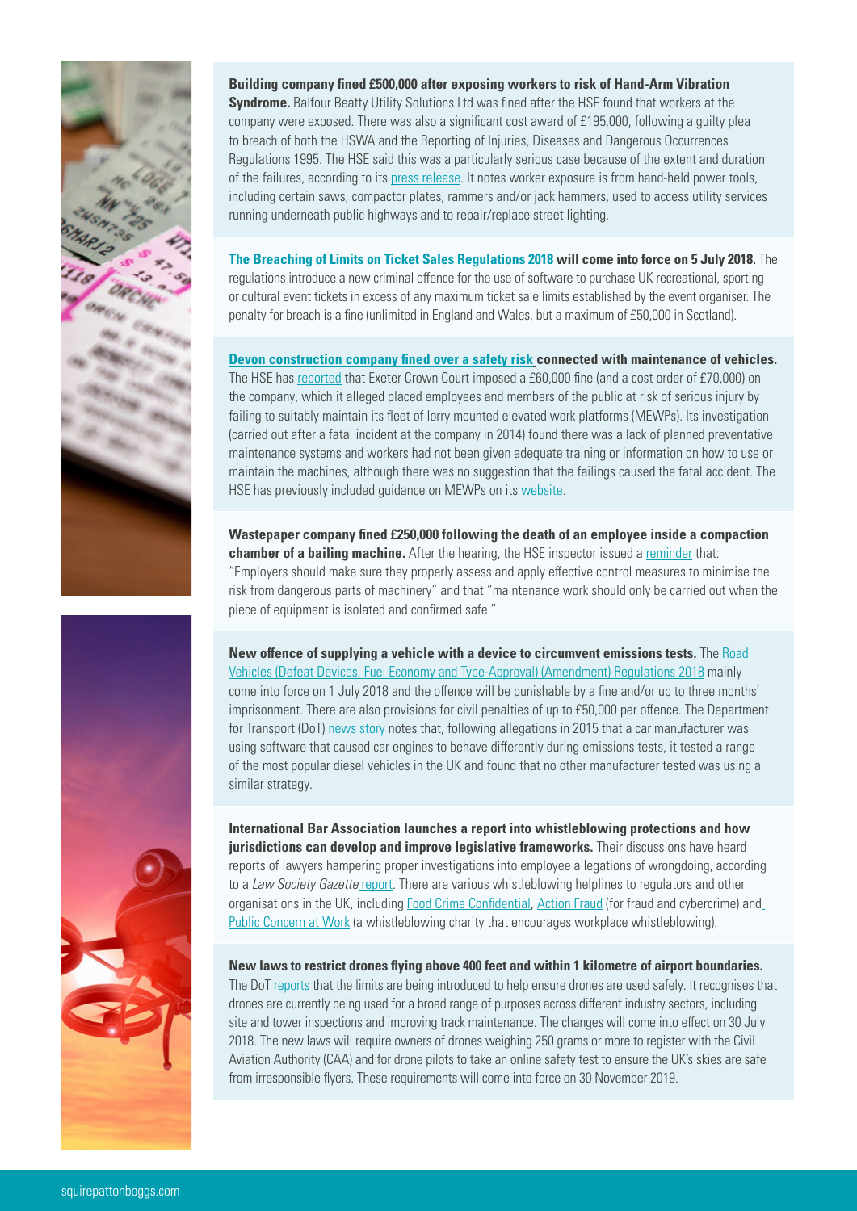**Building company fined £500,000 after exposing workers to risk of Hand-Arm Vibration Syndrome.** Balfour Beatty Utility Solutions Ltd was fined after the HSE found that workers at the company were exposed. There was also a significant cost award of £195,000, following a guilty plea to breach of both the HSWA and the Reporting of Injuries, Diseases and Dangerous Occurrences Regulations 1995. The HSE said this was a particularly serious case because of the extent and duration of the failures, according to its press release. It notes worker exposure is from hand-held power tools, including certain saws, compactor plates, rammers and/or jack hammers, used to access utility services running underneath public highways and to repair/replace street lighting.

**The Breaching of Limits on Ticket Sales Regulations 2018 will come into force on 5 July 2018.** The regulations introduce a new criminal offence for the use of software to purchase UK recreational, sporting or cultural event tickets in excess of any maximum ticket sale limits established by the event organiser. The penalty for breach is a fine (unlimited in England and Wales, but a maximum of £50,000 in Scotland).

**Devon construction company fined over a safety risk connected with maintenance of vehicles.** The HSE has reported that Exeter Crown Court imposed a £60,000 fine (and a cost order of £70,000) on the company, which it alleged placed employees and members of the public at risk of serious injury by failing to suitably maintain its fleet of lorry mounted elevated work platforms (MEWPs). Its investigation (carried out after a fatal incident at the company in 2014) found there was a lack of planned preventative maintenance systems and workers had not been given adequate training or information on how to use or maintain the machines, although there was no suggestion that the failings caused the fatal accident. The HSE has previously included guidance on MEWPs on its website.

**Wastepaper company fined £250,000 following the death of an employee inside a compaction chamber of a bailing machine.** After the hearing, the HSE inspector issued a reminder that: "Employers should make sure they properly assess and apply effective control measures to minimise the risk from dangerous parts of machinery" and that "maintenance work should only be carried out when the piece of equipment is isolated and confirmed safe."

**New offence of supplying a vehicle with a device to circumvent emissions tests.** The Road Vehicles (Defeat Devices, Fuel Economy and Type-Approval) (Amendment) Regulations 2018 mainly come into force on 1 July 2018 and the offence will be punishable by a fine and/or up to three months' imprisonment. There are also provisions for civil penalties of up to £50,000 per offence. The Department for Transport (DoT) news story notes that, following allegations in 2015 that a car manufacturer was using software that caused car engines to behave differently during emissions tests, it tested a range of the most popular diesel vehicles in the UK and found that no other manufacturer tested was using a similar strategy.

**International Bar Association launches a report into whistleblowing protections and how jurisdictions can develop and improve legislative frameworks.** Their discussions have heard reports of lawyers hampering proper investigations into employee allegations of wrongdoing, according to a *Law Society Gazette* report. There are various whistleblowing helplines to regulators and other organisations in the UK, including Food Crime Confidential, Action Fraud (for fraud and cybercrime) and Public Concern at Work (a whistleblowing charity that encourages workplace whistleblowing).

**New laws to restrict drones flying above 400 feet and within 1 kilometre of airport boundaries.** The DoT reports that the limits are being introduced to help ensure drones are used safely. It recognises that drones are currently being used for a broad range of purposes across different industry sectors, including site and tower inspections and improving track maintenance. The changes will come into effect on 30 July 2018. The new laws will require owners of drones weighing 250 grams or more to register with the Civil Aviation Authority (CAA) and for drone pilots to take an online safety test to ensure the UK's skies are safe from irresponsible flyers. These requirements will come into force on 30 November 2019.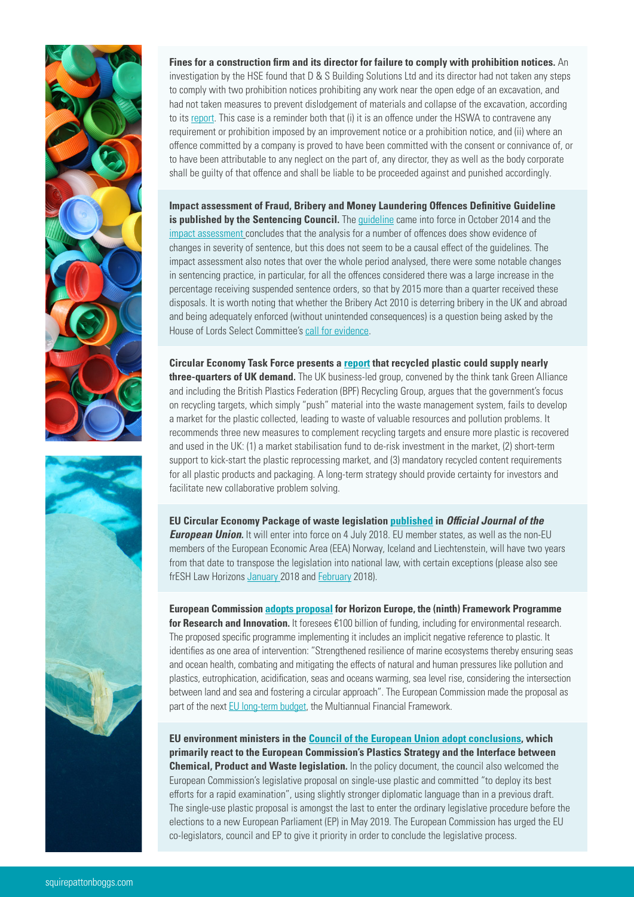**Fines for a construction firm and its director for failure to comply with prohibition notices.** An investigation by the HSE found that D & S Building Solutions Ltd and its director had not taken any steps to comply with two prohibition notices prohibiting any work near the open edge of an excavation, and had not taken measures to prevent dislodgement of materials and collapse of the excavation, according to its report. This case is a reminder both that (i) it is an offence under the HSWA to contravene any requirement or prohibition imposed by an improvement notice or a prohibition notice, and (ii) where an offence committed by a company is proved to have been committed with the consent or connivance of, or to have been attributable to any neglect on the part of, any director, they as well as the body corporate shall be guilty of that offence and shall be liable to be proceeded against and punished accordingly.

**Impact assessment of Fraud, Bribery and Money Laundering Offences Definitive Guideline is published by the Sentencing Council.** The guideline came into force in October 2014 and the impact assessment concludes that the analysis for a number of offences does show evidence of changes in severity of sentence, but this does not seem to be a causal effect of the guidelines. The impact assessment also notes that over the whole period analysed, there were some notable changes in sentencing practice, in particular, for all the offences considered there was a large increase in the percentage receiving suspended sentence orders, so that by 2015 more than a quarter received these disposals. It is worth noting that whether the Bribery Act 2010 is deterring bribery in the UK and abroad and being adequately enforced (without unintended consequences) is a question being asked by the House of Lords Select Committee's call for evidence.

**Circular Economy Task Force presents a report that recycled plastic could supply nearly three-quarters of UK demand.** The UK business-led group, convened by the think tank Green Alliance and including the British Plastics Federation (BPF) Recycling Group, argues that the government's focus on recycling targets, which simply "push" material into the waste management system, fails to develop a market for the plastic collected, leading to waste of valuable resources and pollution problems. It recommends three new measures to complement recycling targets and ensure more plastic is recovered and used in the UK: (1) a market stabilisation fund to de-risk investment in the market, (2) short-term support to kick-start the plastic reprocessing market, and (3) mandatory recycled content requirements for all plastic products and packaging. A long-term strategy should provide certainty for investors and facilitate new collaborative problem solving.

**EU Circular Economy Package of waste legislation published in *Official Journal of the European Union*.** It will enter into force on 4 July 2018. EU member states, as well as the non-EU members of the European Economic Area (EEA) Norway, Iceland and Liechtenstein, will have two years from that date to transpose the legislation into national law, with certain exceptions (please also see frESH Law Horizons January 2018 and February 2018).

**European Commission adopts proposal for Horizon Europe, the (ninth) Framework Programme for Research and Innovation.** It foresees €100 billion of funding, including for environmental research. The proposed specific programme implementing it includes an implicit negative reference to plastic. It identifies as one area of intervention: "Strengthened resilience of marine ecosystems thereby ensuring seas and ocean health, combating and mitigating the effects of natural and human pressures like pollution and plastics, eutrophication, acidification, seas and oceans warming, sea level rise, considering the intersection between land and sea and fostering a circular approach". The European Commission made the proposal as part of the next EU long-term budget, the Multiannual Financial Framework.

**EU environment ministers in the Council of the European Union adopt conclusions, which primarily react to the European Commission's Plastics Strategy and the Interface between Chemical, Product and Waste legislation.** In the policy document, the council also welcomed the European Commission's legislative proposal on single-use plastic and committed "to deploy its best efforts for a rapid examination", using slightly stronger diplomatic language than in a previous draft. The single-use plastic proposal is amongst the last to enter the ordinary legislative procedure before the elections to a new European Parliament (EP) in May 2019. The European Commission has urged the EU co-legislators, council and EP to give it priority in order to conclude the legislative process.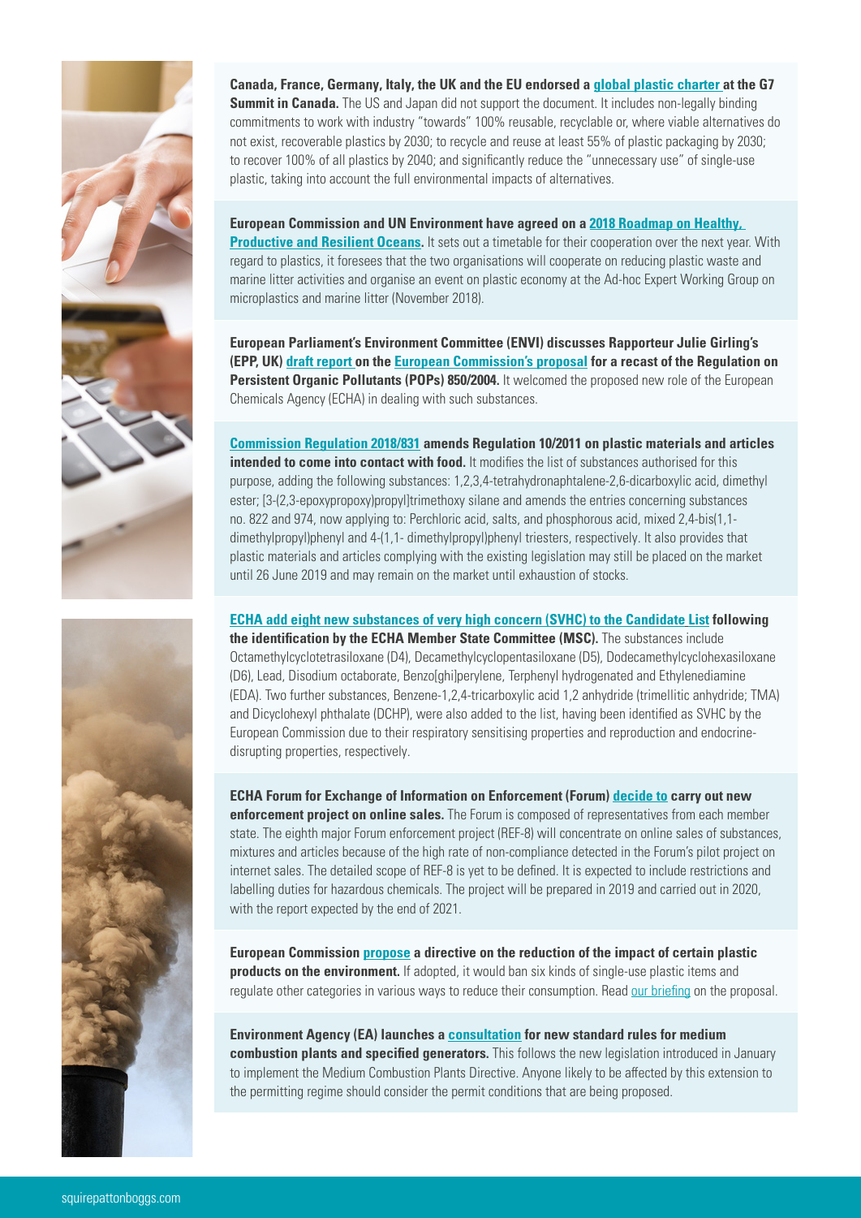**Canada, France, Germany, Italy, the UK and the EU endorsed a global plastic charter at the G7 Summit in Canada.** The US and Japan did not support the document. It includes non-legally binding commitments to work with industry "towards" 100% reusable, recyclable or, where viable alternatives do not exist, recoverable plastics by 2030; to recycle and reuse at least 55% of plastic packaging by 2030; to recover 100% of all plastics by 2040; and significantly reduce the "unnecessary use" of single-use plastic, taking into account the full environmental impacts of alternatives.

**European Commission and UN Environment have agreed on a 2018 Roadmap on Healthy, Productive and Resilient Oceans.** It sets out a timetable for their cooperation over the next year. With regard to plastics, it foresees that the two organisations will cooperate on reducing plastic waste and marine litter activities and organise an event on plastic economy at the Ad-hoc Expert Working Group on microplastics and marine litter (November 2018).

**European Parliament's Environment Committee (ENVI) discusses Rapporteur Julie Girling's (EPP, UK) draft report on the European Commission's proposal for a recast of the Regulation on Persistent Organic Pollutants (POPs) 850/2004.** It welcomed the proposed new role of the European Chemicals Agency (ECHA) in dealing with such substances.

**Commission Regulation 2018/831 amends Regulation 10/2011 on plastic materials and articles intended to come into contact with food.** It modifies the list of substances authorised for this purpose, adding the following substances: 1,2,3,4-tetrahydronaphtalene-2,6-dicarboxylic acid, dimethyl ester; [3-(2,3-epoxypropoxy)propyl]trimethoxy silane and amends the entries concerning substances no. 822 and 974, now applying to: Perchloric acid, salts, and phosphorous acid, mixed 2,4-bis(1,1-dimethylpropyl)phenyl and 4-(1,1- dimethylpropyl)phenyl triesters, respectively. It also provides that plastic materials and articles complying with the existing legislation may still be placed on the market until 26 June 2019 and may remain on the market until exhaustion of stocks.

**ECHA add eight new substances of very high concern (SVHC) to the Candidate List following the identification by the ECHA Member State Committee (MSC).** The substances include Octamethylcyclotetrasiloxane (D4), Decamethylcyclopentasiloxane (D5), Dodecamethylcyclohexasiloxane (D6), Lead, Disodium octaborate, Benzo[ghi]perylene, Terphenyl hydrogenated and Ethylenediamine (EDA). Two further substances, Benzene-1,2,4-tricarboxylic acid 1,2 anhydride (trimellitic anhydride; TMA) and Dicyclohexyl phthalate (DCHP), were also added to the list, having been identified as SVHC by the European Commission due to their respiratory sensitising properties and reproduction and endocrine-disrupting properties, respectively.

**ECHA Forum for Exchange of Information on Enforcement (Forum) decide to carry out new enforcement project on online sales.** The Forum is composed of representatives from each member state. The eighth major Forum enforcement project (REF-8) will concentrate on online sales of substances, mixtures and articles because of the high rate of non-compliance detected in the Forum's pilot project on internet sales. The detailed scope of REF-8 is yet to be defined. It is expected to include restrictions and labelling duties for hazardous chemicals. The project will be prepared in 2019 and carried out in 2020, with the report expected by the end of 2021.

**European Commission propose a directive on the reduction of the impact of certain plastic products on the environment.** If adopted, it would ban six kinds of single-use plastic items and regulate other categories in various ways to reduce their consumption. Read our briefing on the proposal.

**Environment Agency (EA) launches a consultation for new standard rules for medium combustion plants and specified generators.** This follows the new legislation introduced in January to implement the Medium Combustion Plants Directive. Anyone likely to be affected by this extension to the permitting regime should consider the permit conditions that are being proposed.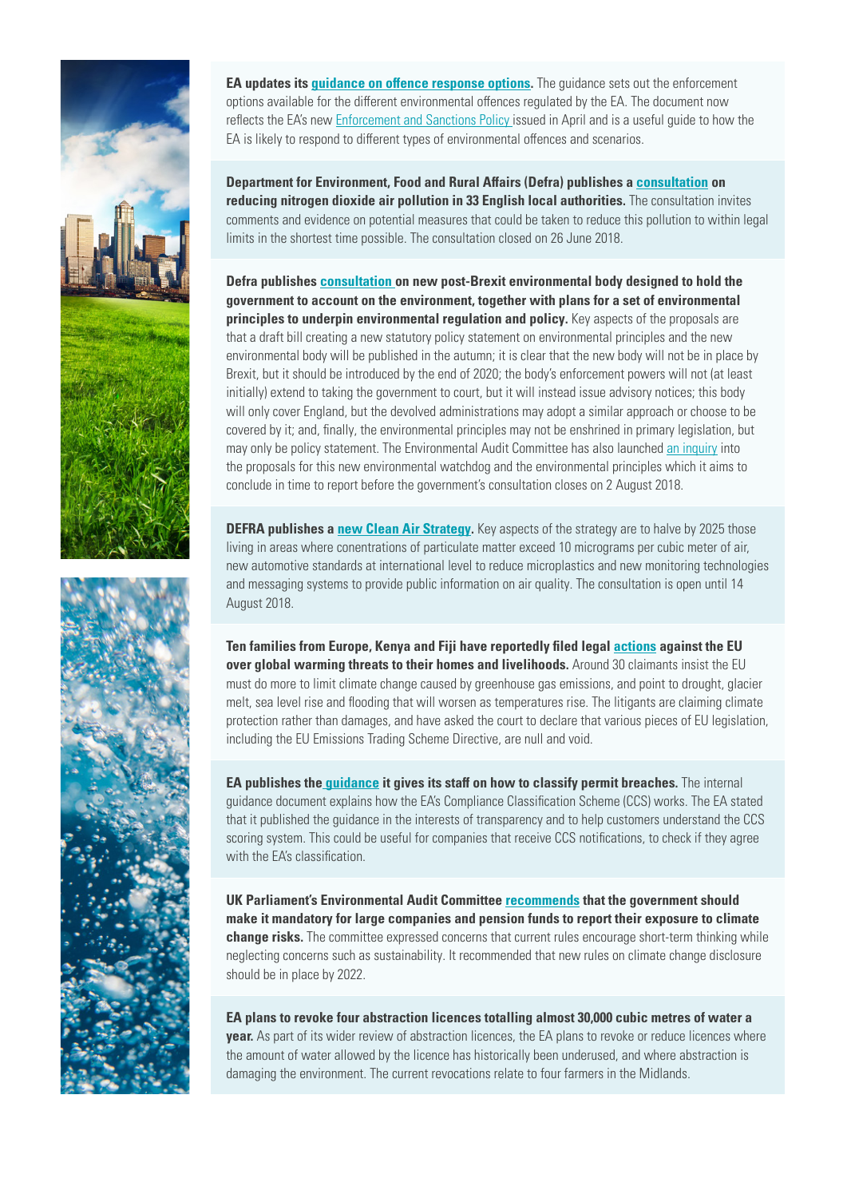**EA updates its guidance on offence response options.** The guidance sets out the enforcement options available for the different environmental offences regulated by the EA. The document now reflects the EA's new Enforcement and Sanctions Policy issued in April and is a useful guide to how the EA is likely to respond to different types of environmental offences and scenarios.

**Department for Environment, Food and Rural Affairs (Defra) publishes a consultation on reducing nitrogen dioxide air pollution in 33 English local authorities.** The consultation invites comments and evidence on potential measures that could be taken to reduce this pollution to within legal limits in the shortest time possible. The consultation closed on 26 June 2018.

**Defra publishes consultation on new post-Brexit environmental body designed to hold the government to account on the environment, together with plans for a set of environmental principles to underpin environmental regulation and policy.** Key aspects of the proposals are that a draft bill creating a new statutory policy statement on environmental principles and the new environmental body will be published in the autumn; it is clear that the new body will not be in place by Brexit, but it should be introduced by the end of 2020; the body's enforcement powers will not (at least initially) extend to taking the government to court, but it will instead issue advisory notices; this body will only cover England, but the devolved administrations may adopt a similar approach or choose to be covered by it; and, finally, the environmental principles may not be enshrined in primary legislation, but may only be policy statement. The Environmental Audit Committee has also launched an inquiry into the proposals for this new environmental watchdog and the environmental principles which it aims to conclude in time to report before the government's consultation closes on 2 August 2018.

**DEFRA publishes a new Clean Air Strategy.** Key aspects of the strategy are to halve by 2025 those living in areas where conentrations of particulate matter exceed 10 micrograms per cubic meter of air, new automotive standards at international level to reduce microplastics and new monitoring technologies and messaging systems to provide public information on air quality. The consultation is open until 14 August 2018.

**Ten families from Europe, Kenya and Fiji have reportedly filed legal actions against the EU over global warming threats to their homes and livelihoods.** Around 30 claimants insist the EU must do more to limit climate change caused by greenhouse gas emissions, and point to drought, glacier melt, sea level rise and flooding that will worsen as temperatures rise. The litigants are claiming climate protection rather than damages, and have asked the court to declare that various pieces of EU legislation, including the EU Emissions Trading Scheme Directive, are null and void.

**EA publishes the guidance it gives its staff on how to classify permit breaches.** The internal guidance document explains how the EA's Compliance Classification Scheme (CCS) works. The EA stated that it published the guidance in the interests of transparency and to help customers understand the CCS scoring system. This could be useful for companies that receive CCS notifications, to check if they agree with the EA's classification.

**UK Parliament's Environmental Audit Committee recommends that the government should make it mandatory for large companies and pension funds to report their exposure to climate change risks.** The committee expressed concerns that current rules encourage short-term thinking while neglecting concerns such as sustainability. It recommended that new rules on climate change disclosure should be in place by 2022.

**EA plans to revoke four abstraction licences totalling almost 30,000 cubic metres of water a year.** As part of its wider review of abstraction licences, the EA plans to revoke or reduce licences where the amount of water allowed by the licence has historically been underused, and where abstraction is damaging the environment. The current revocations relate to four farmers in the Midlands.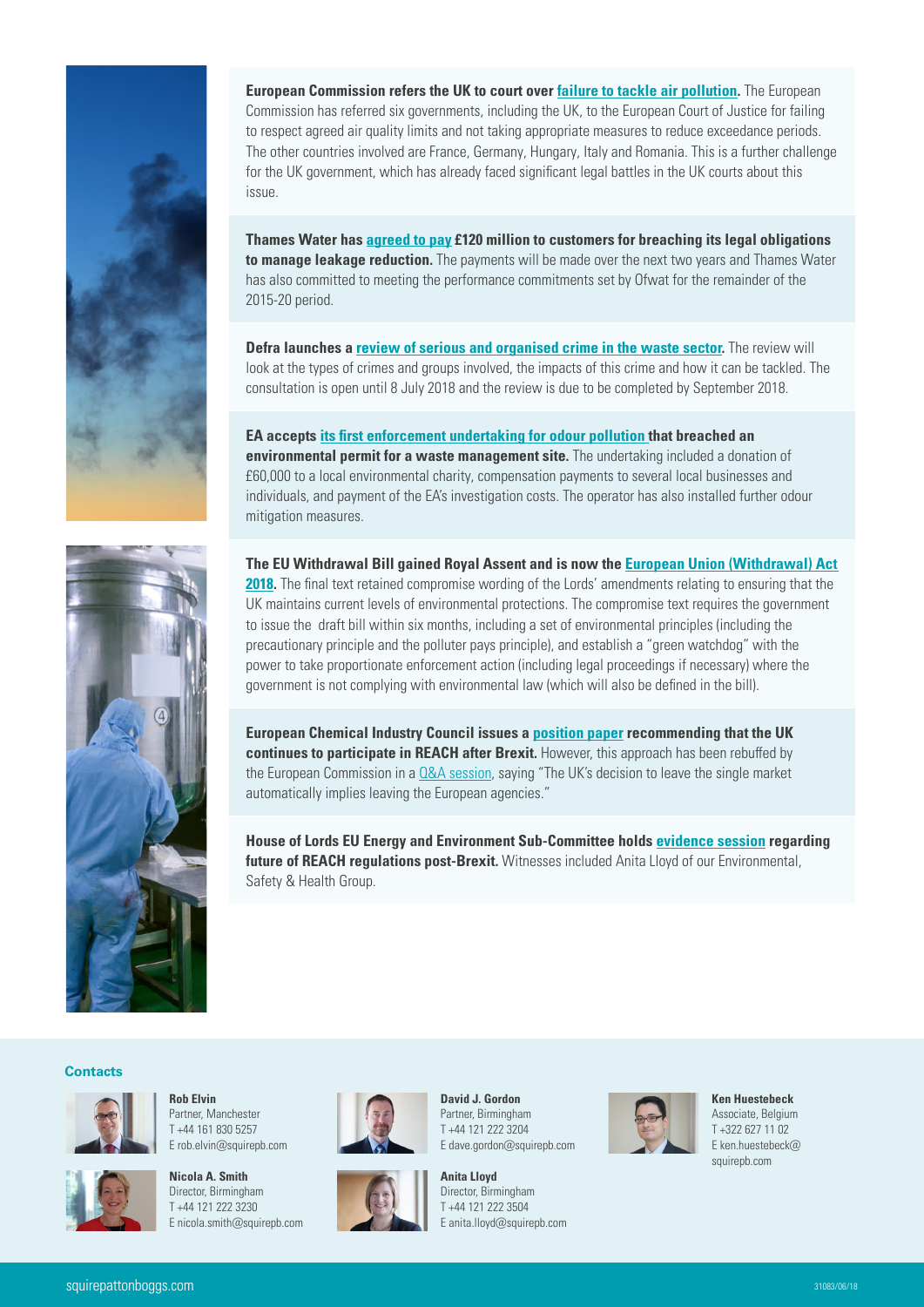**European Commission refers the UK to court over failure to tackle air pollution.** The European Commission has referred six governments, including the UK, to the European Court of Justice for failing to respect agreed air quality limits and not taking appropriate measures to reduce exceedance periods. The other countries involved are France, Germany, Hungary, Italy and Romania. This is a further challenge for the UK government, which has already faced significant legal battles in the UK courts about this issue.

**Thames Water has agreed to pay £120 million to customers for breaching its legal obligations to manage leakage reduction.** The payments will be made over the next two years and Thames Water has also committed to meeting the performance commitments set by Ofwat for the remainder of the 2015-20 period.

**Defra launches a review of serious and organised crime in the waste sector.** The review will look at the types of crimes and groups involved, the impacts of this crime and how it can be tackled. The consultation is open until 8 July 2018 and the review is due to be completed by September 2018.

**EA accepts its first enforcement undertaking for odour pollution that breached an environmental permit for a waste management site.** The undertaking included a donation of £60,000 to a local environmental charity, compensation payments to several local businesses and individuals, and payment of the EA's investigation costs. The operator has also installed further odour mitigation measures.

**The EU Withdrawal Bill gained Royal Assent and is now the European Union (Withdrawal) Act 2018.** The final text retained compromise wording of the Lords' amendments relating to ensuring that the UK maintains current levels of environmental protections. The compromise text requires the government to issue the draft bill within six months, including a set of environmental principles (including the precautionary principle and the polluter pays principle), and establish a "green watchdog" with the power to take proportionate enforcement action (including legal proceedings if necessary) where the government is not complying with environmental law (which will also be defined in the bill).

**European Chemical Industry Council issues a position paper recommending that the UK continues to participate in REACH after Brexit.** However, this approach has been rebuffed by the European Commission in a Q&A session, saying "The UK's decision to leave the single market automatically implies leaving the European agencies."

**House of Lords EU Energy and Environment Sub-Committee holds evidence session regarding future of REACH regulations post-Brexit.** Witnesses included Anita Lloyd of our Environmental, Safety & Health Group.

## Contacts

**Rob Elvin**
Partner, Manchester
T +44 161 830 5257
E rob.elvin@squirepb.com

**Nicola A. Smith**
Director, Birmingham
T +44 121 222 3230
E nicola.smith@squirepb.com

**David J. Gordon**
Partner, Birmingham
T +44 121 222 3204
E dave.gordon@squirepb.com

**Anita Lloyd**
Director, Birmingham
T +44 121 222 3504
E anita.lloyd@squirepb.com

**Ken Huestebeck**
Associate, Belgium
T +322 627 11 02
E ken.huestebeck@squirepb.com

squirepattonboggs.com

31083/06/18